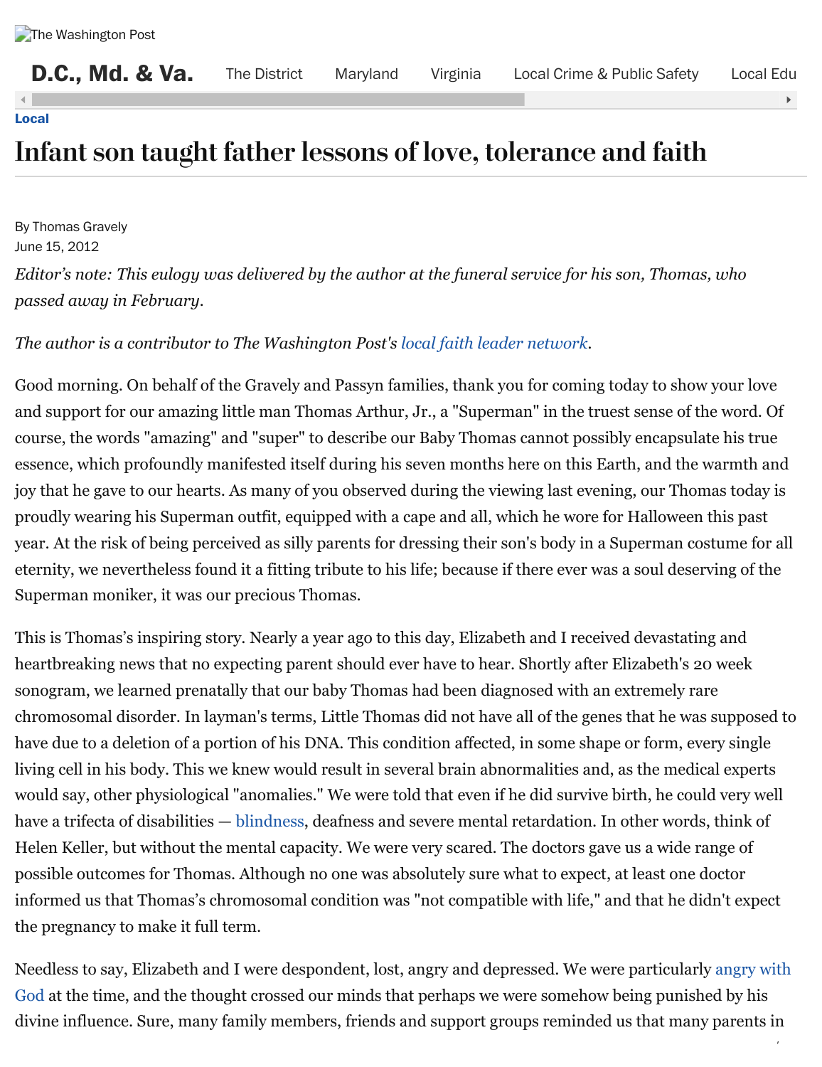Local

# Infant son taught father lessons of love, tolerance and faith

By Thomas Gravely
June 15, 2012

*Editor's note: This eulogy was delivered by the author at the funeral service for his son, Thomas, who passed away in February.*

*The author is a contributor to The Washington Post's local faith leader network.*

Good morning. On behalf of the Gravely and Passyn families, thank you for coming today to show your love and support for our amazing little man Thomas Arthur, Jr., a "Superman" in the truest sense of the word. Of course, the words "amazing" and "super" to describe our Baby Thomas cannot possibly encapsulate his true essence, which profoundly manifested itself during his seven months here on this Earth, and the warmth and joy that he gave to our hearts. As many of you observed during the viewing last evening, our Thomas today is proudly wearing his Superman outfit, equipped with a cape and all, which he wore for Halloween this past year. At the risk of being perceived as silly parents for dressing their son's body in a Superman costume for all eternity, we nevertheless found it a fitting tribute to his life; because if there ever was a soul deserving of the Superman moniker, it was our precious Thomas.

This is Thomas's inspiring story. Nearly a year ago to this day, Elizabeth and I received devastating and heartbreaking news that no expecting parent should ever have to hear. Shortly after Elizabeth's 20 week sonogram, we learned prenatally that our baby Thomas had been diagnosed with an extremely rare chromosomal disorder. In layman's terms, Little Thomas did not have all of the genes that he was supposed to have due to a deletion of a portion of his DNA. This condition affected, in some shape or form, every single living cell in his body. This we knew would result in several brain abnormalities and, as the medical experts would say, other physiological "anomalies." We were told that even if he did survive birth, he could very well have a trifecta of disabilities — blindness, deafness and severe mental retardation. In other words, think of Helen Keller, but without the mental capacity. We were very scared. The doctors gave us a wide range of possible outcomes for Thomas. Although no one was absolutely sure what to expect, at least one doctor informed us that Thomas's chromosomal condition was "not compatible with life," and that he didn't expect the pregnancy to make it full term.

Needless to say, Elizabeth and I were despondent, lost, angry and depressed. We were particularly angry with God at the time, and the thought crossed our minds that perhaps we were somehow being punished by his divine influence. Sure, many family members, friends and support groups reminded us that many parents in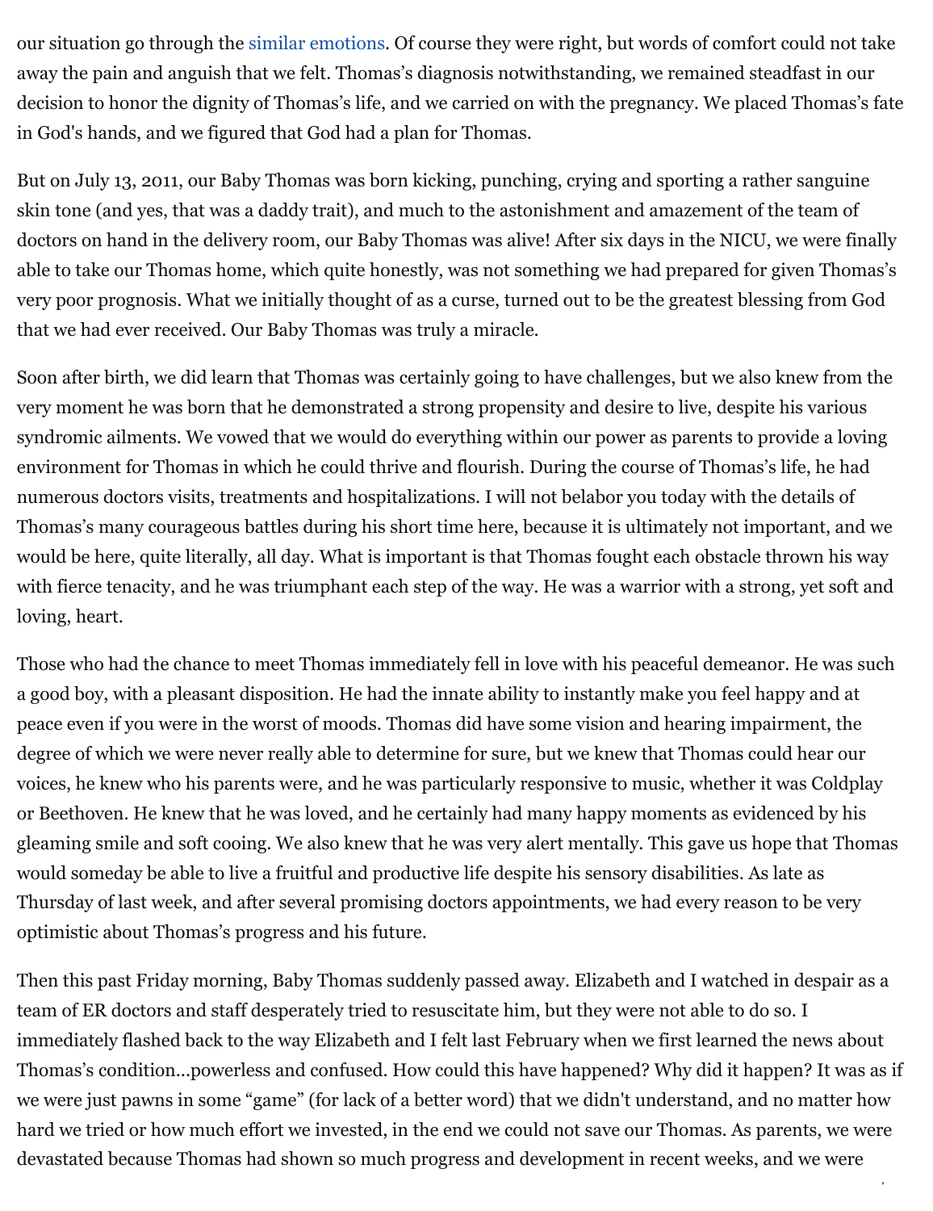our situation go through the similar emotions. Of course they were right, but words of comfort could not take away the pain and anguish that we felt. Thomas's diagnosis notwithstanding, we remained steadfast in our decision to honor the dignity of Thomas's life, and we carried on with the pregnancy. We placed Thomas's fate in God's hands, and we figured that God had a plan for Thomas.

But on July 13, 2011, our Baby Thomas was born kicking, punching, crying and sporting a rather sanguine skin tone (and yes, that was a daddy trait), and much to the astonishment and amazement of the team of doctors on hand in the delivery room, our Baby Thomas was alive! After six days in the NICU, we were finally able to take our Thomas home, which quite honestly, was not something we had prepared for given Thomas's very poor prognosis. What we initially thought of as a curse, turned out to be the greatest blessing from God that we had ever received. Our Baby Thomas was truly a miracle.

Soon after birth, we did learn that Thomas was certainly going to have challenges, but we also knew from the very moment he was born that he demonstrated a strong propensity and desire to live, despite his various syndromic ailments. We vowed that we would do everything within our power as parents to provide a loving environment for Thomas in which he could thrive and flourish. During the course of Thomas's life, he had numerous doctors visits, treatments and hospitalizations. I will not belabor you today with the details of Thomas's many courageous battles during his short time here, because it is ultimately not important, and we would be here, quite literally, all day. What is important is that Thomas fought each obstacle thrown his way with fierce tenacity, and he was triumphant each step of the way. He was a warrior with a strong, yet soft and loving, heart.

Those who had the chance to meet Thomas immediately fell in love with his peaceful demeanor. He was such a good boy, with a pleasant disposition. He had the innate ability to instantly make you feel happy and at peace even if you were in the worst of moods. Thomas did have some vision and hearing impairment, the degree of which we were never really able to determine for sure, but we knew that Thomas could hear our voices, he knew who his parents were, and he was particularly responsive to music, whether it was Coldplay or Beethoven. He knew that he was loved, and he certainly had many happy moments as evidenced by his gleaming smile and soft cooing. We also knew that he was very alert mentally. This gave us hope that Thomas would someday be able to live a fruitful and productive life despite his sensory disabilities. As late as Thursday of last week, and after several promising doctors appointments, we had every reason to be very optimistic about Thomas's progress and his future.

Then this past Friday morning, Baby Thomas suddenly passed away. Elizabeth and I watched in despair as a team of ER doctors and staff desperately tried to resuscitate him, but they were not able to do so. I immediately flashed back to the way Elizabeth and I felt last February when we first learned the news about Thomas's condition…powerless and confused. How could this have happened? Why did it happen? It was as if we were just pawns in some "game" (for lack of a better word) that we didn't understand, and no matter how hard we tried or how much effort we invested, in the end we could not save our Thomas. As parents, we were devastated because Thomas had shown so much progress and development in recent weeks, and we were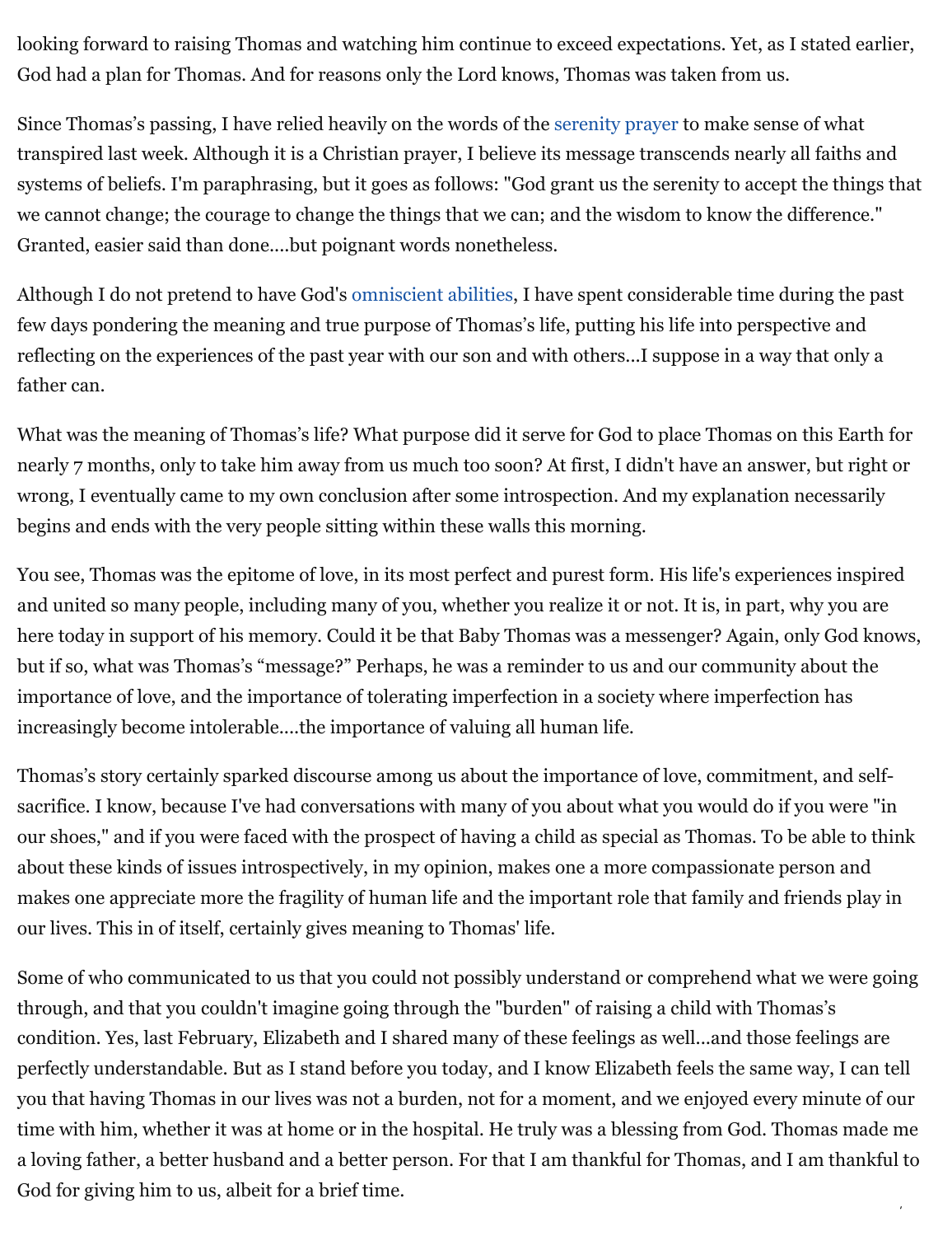looking forward to raising Thomas and watching him continue to exceed expectations. Yet, as I stated earlier, God had a plan for Thomas. And for reasons only the Lord knows, Thomas was taken from us.

Since Thomas's passing, I have relied heavily on the words of the serenity prayer to make sense of what transpired last week. Although it is a Christian prayer, I believe its message transcends nearly all faiths and systems of beliefs. I'm paraphrasing, but it goes as follows: "God grant us the serenity to accept the things that we cannot change; the courage to change the things that we can; and the wisdom to know the difference." Granted, easier said than done....but poignant words nonetheless.

Although I do not pretend to have God's omniscient abilities, I have spent considerable time during the past few days pondering the meaning and true purpose of Thomas's life, putting his life into perspective and reflecting on the experiences of the past year with our son and with others...I suppose in a way that only a father can.

What was the meaning of Thomas's life? What purpose did it serve for God to place Thomas on this Earth for nearly 7 months, only to take him away from us much too soon? At first, I didn't have an answer, but right or wrong, I eventually came to my own conclusion after some introspection. And my explanation necessarily begins and ends with the very people sitting within these walls this morning.

You see, Thomas was the epitome of love, in its most perfect and purest form. His life's experiences inspired and united so many people, including many of you, whether you realize it or not. It is, in part, why you are here today in support of his memory. Could it be that Baby Thomas was a messenger? Again, only God knows, but if so, what was Thomas's "message?" Perhaps, he was a reminder to us and our community about the importance of love, and the importance of tolerating imperfection in a society where imperfection has increasingly become intolerable....the importance of valuing all human life.

Thomas's story certainly sparked discourse among us about the importance of love, commitment, and self-sacrifice. I know, because I've had conversations with many of you about what you would do if you were "in our shoes," and if you were faced with the prospect of having a child as special as Thomas. To be able to think about these kinds of issues introspectively, in my opinion, makes one a more compassionate person and makes one appreciate more the fragility of human life and the important role that family and friends play in our lives. This in of itself, certainly gives meaning to Thomas' life.

Some of who communicated to us that you could not possibly understand or comprehend what we were going through, and that you couldn't imagine going through the "burden" of raising a child with Thomas's condition. Yes, last February, Elizabeth and I shared many of these feelings as well...and those feelings are perfectly understandable. But as I stand before you today, and I know Elizabeth feels the same way, I can tell you that having Thomas in our lives was not a burden, not for a moment, and we enjoyed every minute of our time with him, whether it was at home or in the hospital. He truly was a blessing from God. Thomas made me a loving father, a better husband and a better person. For that I am thankful for Thomas, and I am thankful to God for giving him to us, albeit for a brief time.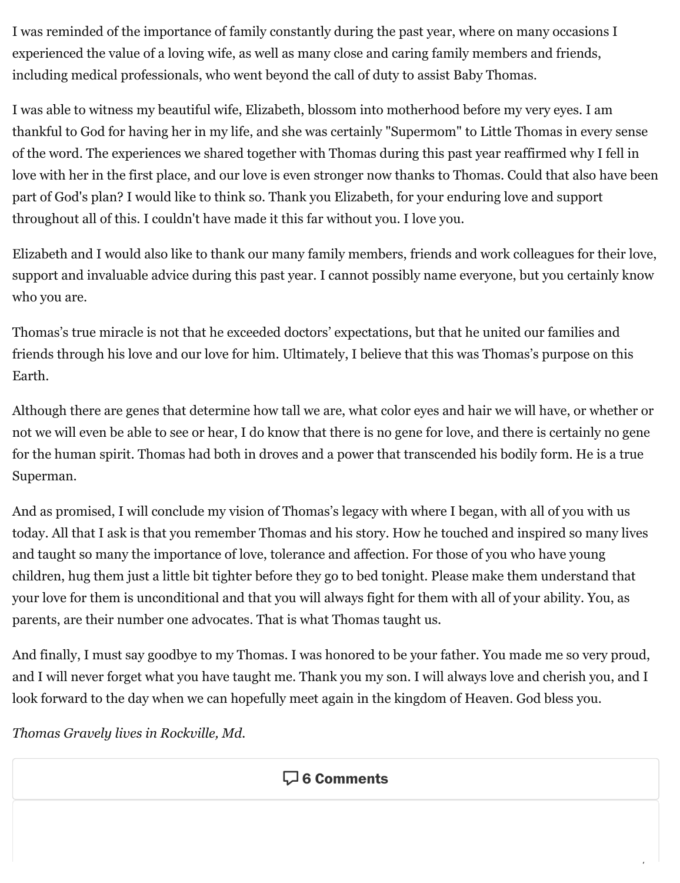I was reminded of the importance of family constantly during the past year, where on many occasions I experienced the value of a loving wife, as well as many close and caring family members and friends, including medical professionals, who went beyond the call of duty to assist Baby Thomas.

I was able to witness my beautiful wife, Elizabeth, blossom into motherhood before my very eyes. I am thankful to God for having her in my life, and she was certainly "Supermom" to Little Thomas in every sense of the word. The experiences we shared together with Thomas during this past year reaffirmed why I fell in love with her in the first place, and our love is even stronger now thanks to Thomas. Could that also have been part of God's plan? I would like to think so. Thank you Elizabeth, for your enduring love and support throughout all of this. I couldn't have made it this far without you. I love you.

Elizabeth and I would also like to thank our many family members, friends and work colleagues for their love, support and invaluable advice during this past year. I cannot possibly name everyone, but you certainly know who you are.

Thomas's true miracle is not that he exceeded doctors' expectations, but that he united our families and friends through his love and our love for him. Ultimately, I believe that this was Thomas's purpose on this Earth.

Although there are genes that determine how tall we are, what color eyes and hair we will have, or whether or not we will even be able to see or hear, I do know that there is no gene for love, and there is certainly no gene for the human spirit. Thomas had both in droves and a power that transcended his bodily form. He is a true Superman.

And as promised, I will conclude my vision of Thomas's legacy with where I began, with all of you with us today. All that I ask is that you remember Thomas and his story. How he touched and inspired so many lives and taught so many the importance of love, tolerance and affection. For those of you who have young children, hug them just a little bit tighter before they go to bed tonight. Please make them understand that your love for them is unconditional and that you will always fight for them with all of your ability. You, as parents, are their number one advocates. That is what Thomas taught us.

And finally, I must say goodbye to my Thomas. I was honored to be your father. You made me so very proud, and I will never forget what you have taught me. Thank you my son. I will always love and cherish you, and I look forward to the day when we can hopefully meet again in the kingdom of Heaven. God bless you.

*Thomas Gravely lives in Rockville, Md.*

6 Comments